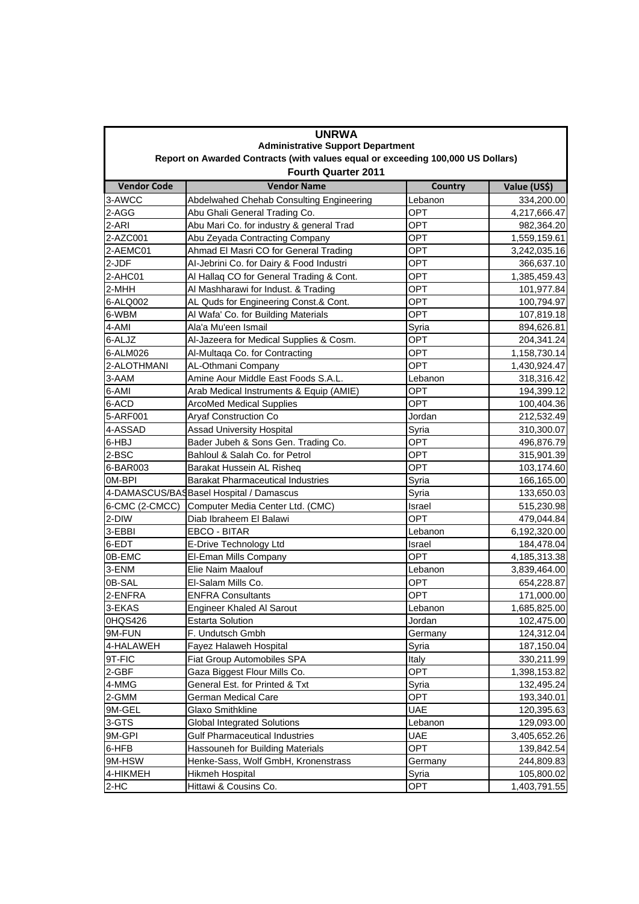# UNRWA

## Administrative Support Department

### Report on Awarded Contracts (with values equal or exceeding 100,000 US Dollars)

### Fourth Quarter 2011

| Vendor Code | Vendor Name | Country | Value (US$) |
|---|---|---|---|
| 3-AWCC | Abdelwahed Chehab Consulting Engineering | Lebanon | 334,200.00 |
| 2-AGG | Abu Ghali General Trading Co. | OPT | 4,217,666.47 |
| 2-ARI | Abu Mari Co. for industry & general Trad | OPT | 982,364.20 |
| 2-AZC001 | Abu Zeyada Contracting Company | OPT | 1,559,159.61 |
| 2-AEMC01 | Ahmad El Masri CO for General Trading | OPT | 3,242,035.16 |
| 2-JDF | Al-Jebrini Co. for Dairy & Food Industri | OPT | 366,637.10 |
| 2-AHC01 | Al Hallaq CO for General Trading & Cont. | OPT | 1,385,459.43 |
| 2-MHH | Al Mashharawi for Indust. & Trading | OPT | 101,977.84 |
| 6-ALQ002 | AL Quds for Engineering Const.& Cont. | OPT | 100,794.97 |
| 6-WBM | Al Wafa' Co. for Building Materials | OPT | 107,819.18 |
| 4-AMI | Ala'a Mu'een Ismail | Syria | 894,626.81 |
| 6-ALJZ | Al-Jazeera for Medical Supplies & Cosm. | OPT | 204,341.24 |
| 6-ALM026 | Al-Multaqa Co. for Contracting | OPT | 1,158,730.14 |
| 2-ALOTHMANI | AL-Othmani Company | OPT | 1,430,924.47 |
| 3-AAM | Amine Aour Middle East Foods S.A.L. | Lebanon | 318,316.42 |
| 6-AMI | Arab Medical Instruments & Equip (AMIE) | OPT | 194,399.12 |
| 6-ACD | ArcoMed Medical Supplies | OPT | 100,404.36 |
| 5-ARF001 | Aryaf Construction Co | Jordan | 212,532.49 |
| 4-ASSAD | Assad University Hospital | Syria | 310,300.07 |
| 6-HBJ | Bader Jubeh & Sons Gen. Trading Co. | OPT | 496,876.79 |
| 2-BSC | Bahloul & Salah Co. for Petrol | OPT | 315,901.39 |
| 6-BAR003 | Barakat Hussein AL Risheq | OPT | 103,174.60 |
| 0M-BPI | Barakat Pharmaceutical Industries | Syria | 166,165.00 |
| 4-DAMASCUS/BAS | Basel Hospital / Damascus | Syria | 133,650.03 |
| 6-CMC (2-CMCC) | Computer Media Center Ltd. (CMC) | Israel | 515,230.98 |
| 2-DIW | Diab Ibraheem El Balawi | OPT | 479,044.84 |
| 3-EBBI | EBCO - BITAR | Lebanon | 6,192,320.00 |
| 6-EDT | E-Drive Technology Ltd | Israel | 184,478.04 |
| 0B-EMC | El-Eman Mills Company | OPT | 4,185,313.38 |
| 3-ENM | Elie Naim Maalouf | Lebanon | 3,839,464.00 |
| 0B-SAL | El-Salam Mills Co. | OPT | 654,228.87 |
| 2-ENFRA | ENFRA Consultants | OPT | 171,000.00 |
| 3-EKAS | Engineer Khaled Al Sarout | Lebanon | 1,685,825.00 |
| 0HQS426 | Estarta Solution | Jordan | 102,475.00 |
| 9M-FUN | F. Undutsch Gmbh | Germany | 124,312.04 |
| 4-HALAWEH | Fayez Halaweh Hospital | Syria | 187,150.04 |
| 9T-FIC | Fiat Group Automobiles SPA | Italy | 330,211.99 |
| 2-GBF | Gaza Biggest Flour Mills Co. | OPT | 1,398,153.82 |
| 4-MMG | General Est. for Printed & Txt | Syria | 132,495.24 |
| 2-GMM | German Medical Care | OPT | 193,340.01 |
| 9M-GEL | Glaxo Smithkline | UAE | 120,395.63 |
| 3-GTS | Global Integrated Solutions | Lebanon | 129,093.00 |
| 9M-GPI | Gulf Pharmaceutical Industries | UAE | 3,405,652.26 |
| 6-HFB | Hassouneh for Building Materials | OPT | 139,842.54 |
| 9M-HSW | Henke-Sass, Wolf GmbH, Kronenstrass | Germany | 244,809.83 |
| 4-HIKMEH | Hikmeh Hospital | Syria | 105,800.02 |
| 2-HC | Hittawi & Cousins Co. | OPT | 1,403,791.55 |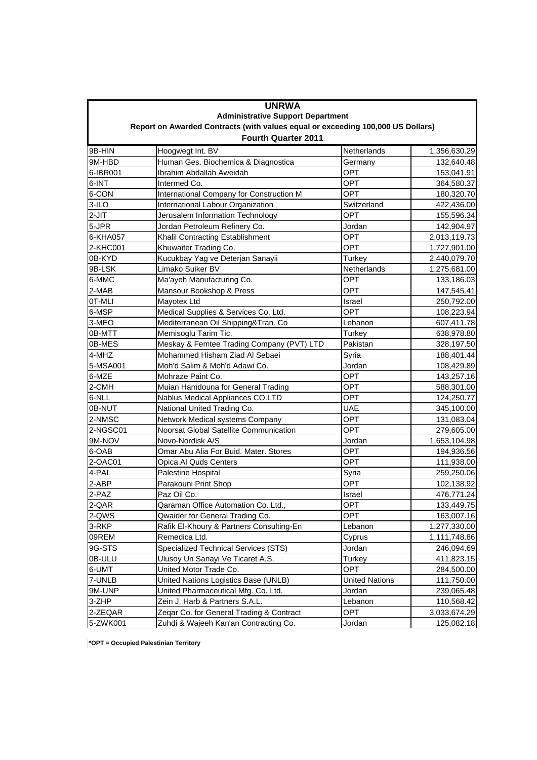**UNRWA**

**Administrative Support Department**

**Report on Awarded Contracts (with values equal or exceeding 100,000 US Dollars)**

**Fourth Quarter 2011**

| | | | |
|---|---|---|---|
| 9B-HIN | Hoogwegt Int. BV | Netherlands | 1,356,630.29 |
| 9M-HBD | Human Ges. Biochemica & Diagnostica | Germany | 132,640.48 |
| 6-IBR001 | Ibrahim Abdallah Aweidah | OPT | 153,041.91 |
| 6-INT | Intermed Co. | OPT | 364,580.37 |
| 6-CON | International Company for Construction M | OPT | 180,320.70 |
| 3-ILO | International Labour Organization | Switzerland | 422,436.00 |
| 2-JIT | Jerusalem Information Technology | OPT | 155,596.34 |
| 5-JPR | Jordan Petroleum Refinery Co. | Jordan | 142,904.97 |
| 6-KHA057 | Khalil Contracting Establishment | OPT | 2,013,119.73 |
| 2-KHC001 | Khuwaiter Trading Co. | OPT | 1,727,901.00 |
| 0B-KYD | Kucukbay Yag ve Deterjan Sanayii | Turkey | 2,440,079.70 |
| 9B-LSK | Limako Suiker BV | Netherlands | 1,275,681.00 |
| 6-MMC | Ma'ayeh Manufacturing Co. | OPT | 133,186.03 |
| 2-MAB | Mansour Bookshop & Press | OPT | 147,545.41 |
| 0T-MLI | Mayotex Ltd | Israel | 250,792.00 |
| 6-MSP | Medical Supplies & Services Co. Ltd. | OPT | 108,223.94 |
| 3-MEO | Mediterranean Oil Shipping&Tran. Co | Lebanon | 607,411.78 |
| 0B-MTT | Memisoglu Tarim Tic. | Turkey | 638,978.80 |
| 0B-MES | Meskay & Femtee Trading Company (PVT) LTD | Pakistan | 328,197.50 |
| 4-MHZ | Mohammed Hisham Ziad Al Sebaei | Syria | 188,401.44 |
| 5-MSA001 | Moh'd Salim & Moh'd Adawi Co. | Jordan | 108,429.89 |
| 6-MZE | Mohraze Paint Co. | OPT | 143,257.16 |
| 2-CMH | Muian Hamdouna for General Trading | OPT | 588,301.00 |
| 6-NLL | Nablus Medical Appliances CO.LTD | OPT | 124,250.77 |
| 0B-NUT | National United Trading Co. | UAE | 345,100.00 |
| 2-NMSC | Network Medical systems Company | OPT | 131,083.04 |
| 2-NGSC01 | Noorsat Global Satellite Communication | OPT | 279,605.00 |
| 9M-NOV | Novo-Nordisk A/S | Jordan | 1,653,104.98 |
| 6-OAB | Omar Abu Alia For Buid. Mater. Stores | OPT | 194,936.56 |
| 2-OAC01 | Opica Al Quds Centers | OPT | 111,938.00 |
| 4-PAL | Palestine Hospital | Syria | 259,250.06 |
| 2-ABP | Parakouni Print Shop | OPT | 102,138.92 |
| 2-PAZ | Paz Oil Co. | Israel | 476,771.24 |
| 2-QAR | Qaraman Office Automation Co. Ltd., | OPT | 133,449.75 |
| 2-QWS | Qwaider for General Trading Co. | OPT | 163,007.16 |
| 3-RKP | Rafik El-Khoury & Partners Consulting-En | Lebanon | 1,277,330.00 |
| 09REM | Remedica Ltd. | Cyprus | 1,111,748.86 |
| 9G-STS | Specialized Technical Services (STS) | Jordan | 246,094.69 |
| 0B-ULU | Ulusoy Un Sanayi Ve Ticaret A.S. | Turkey | 411,823.15 |
| 6-UMT | United Motor Trade Co. | OPT | 284,500.00 |
| 7-UNLB | United Nations Logistics Base (UNLB) | United Nations | 111,750.00 |
| 9M-UNP | United Pharmaceutical Mfg. Co. Ltd. | Jordan | 239,065.48 |
| 3-ZHP | Zein J. Harb & Partners S.A.L. | Lebanon | 110,568.42 |
| 2-ZEQAR | Zeqar Co. for General Trading & Contract | OPT | 3,033,674.29 |
| 5-ZWK001 | Zuhdi & Wajeeh Kan'an Contracting Co. | Jordan | 125,082.18 |

**\*OPT = Occupied Palestinian Territory**